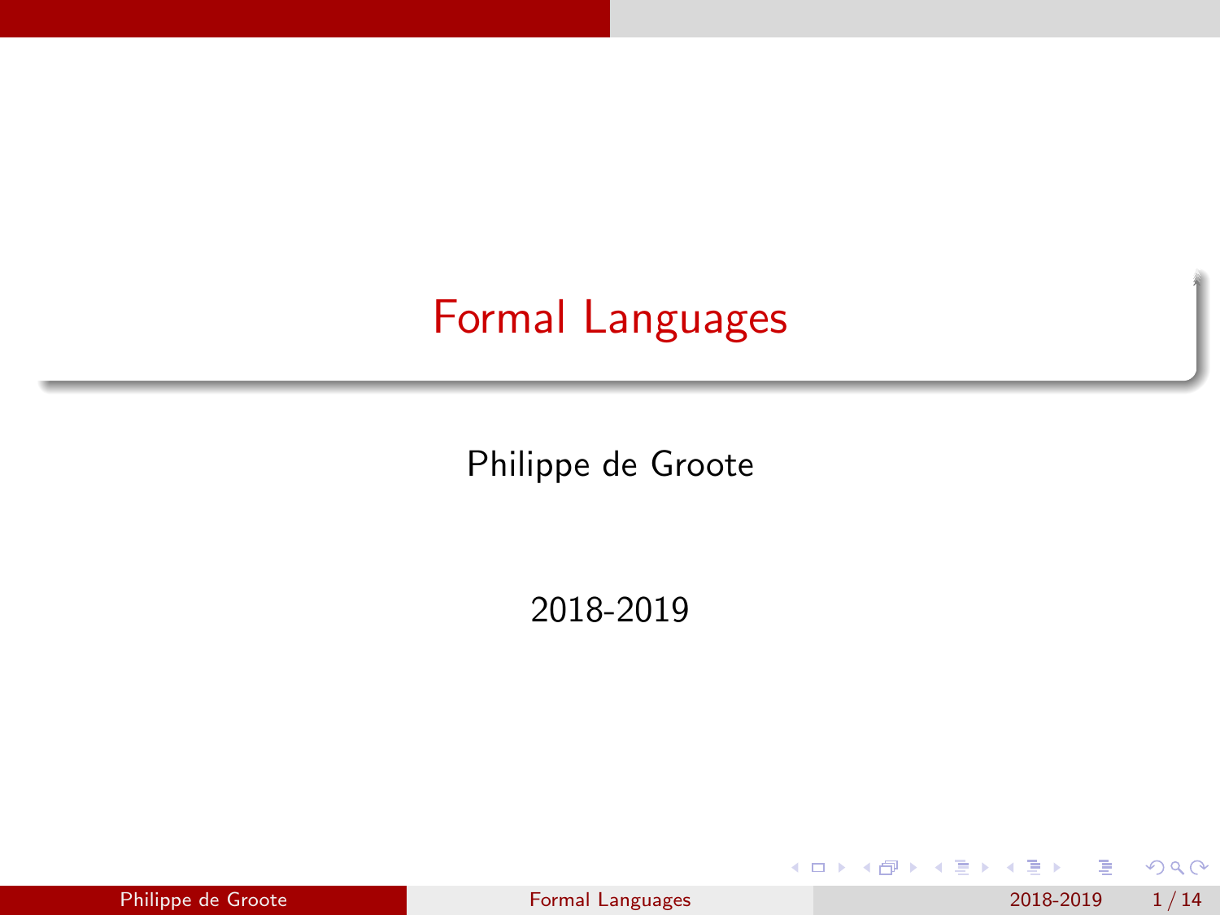# Formal Languages

Philippe de Groote

2018-2019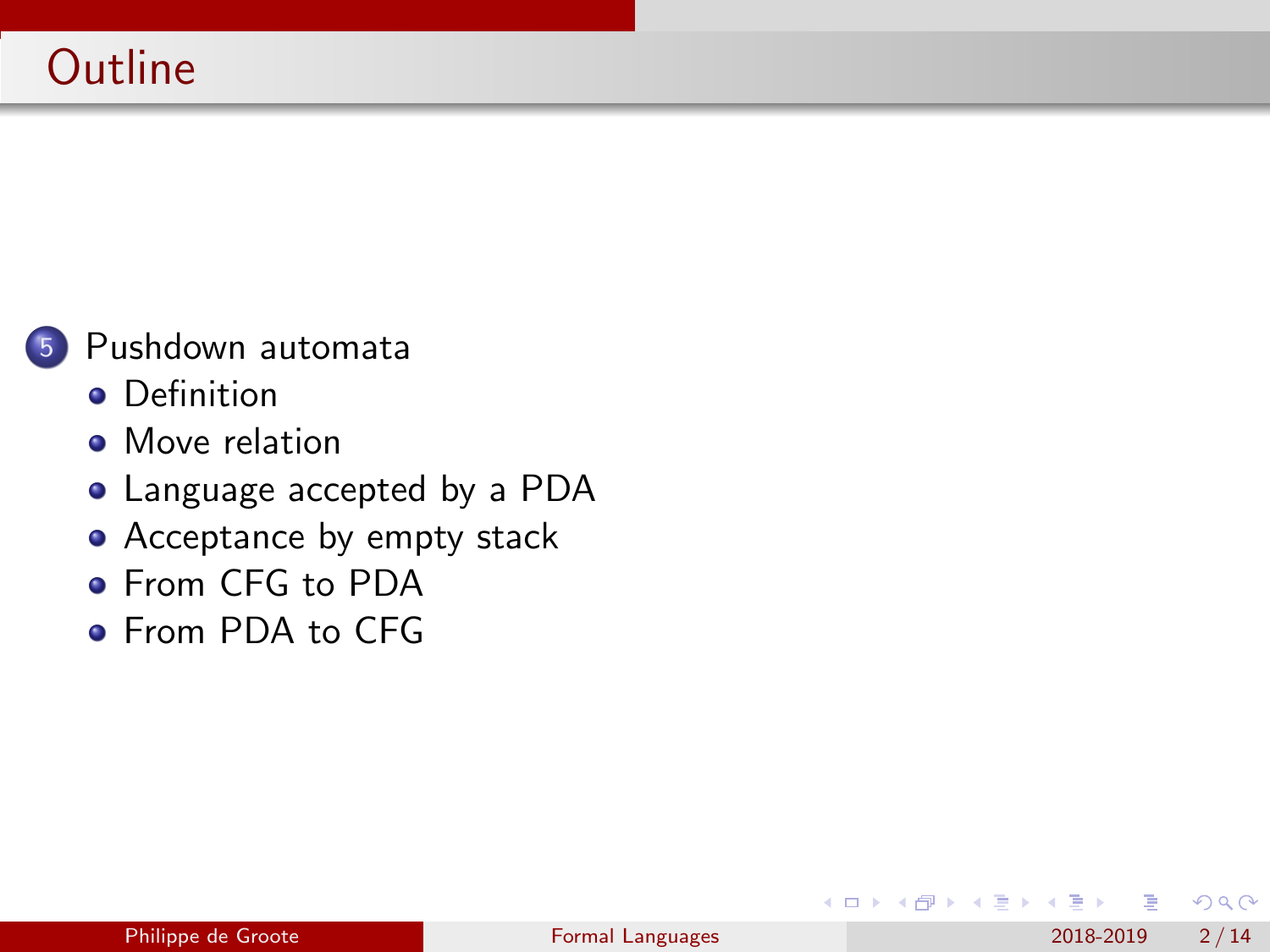# Outline

5. Pushdown automata
   - Definition
   - Move relation
   - Language accepted by a PDA
   - Acceptance by empty stack
   - From CFG to PDA
   - From PDA to CFG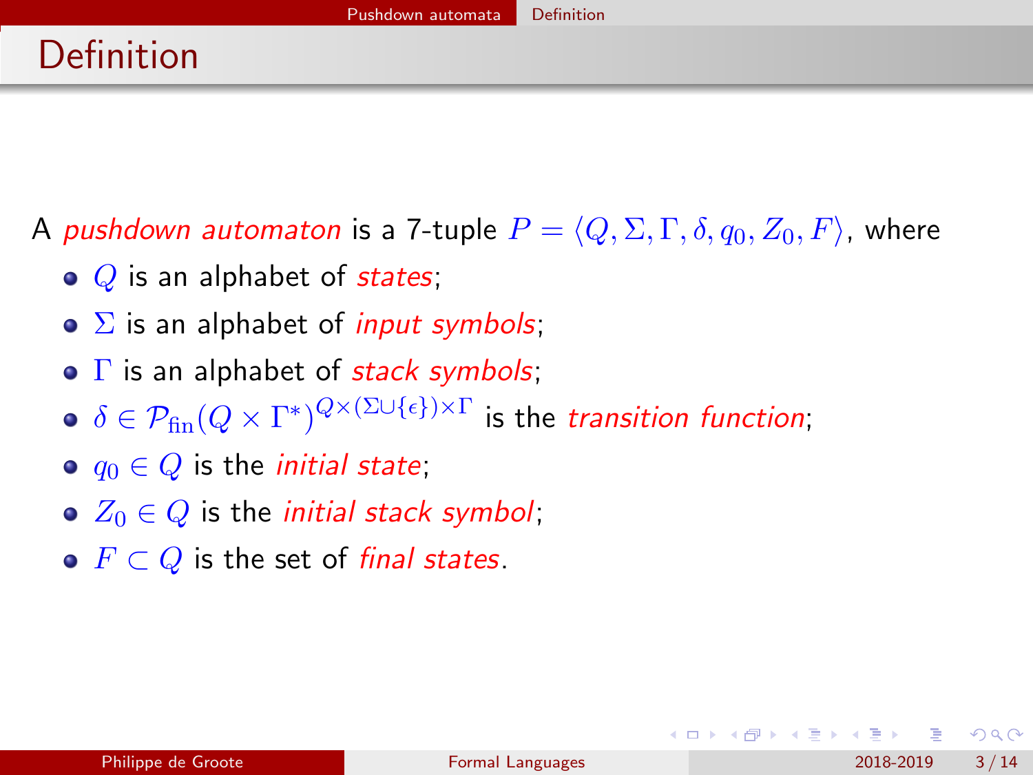# Definition

A *pushdown automaton* is a 7-tuple $P = \langle Q, \Sigma, \Gamma, \delta, q_0, Z_0, F \rangle$, where

- $Q$ is an alphabet of *states*;
- $\Sigma$ is an alphabet of *input symbols*;
- $\Gamma$ is an alphabet of *stack symbols*;
- $\delta \in \mathcal{P}_{\text{fin}}(Q \times \Gamma^*)^{Q \times (\Sigma \cup \{\epsilon\}) \times \Gamma}$ is the *transition function*;
- $q_0 \in Q$ is the *initial state*;
- $Z_0 \in Q$ is the *initial stack symbol*;
- $F \subset Q$ is the set of *final states*.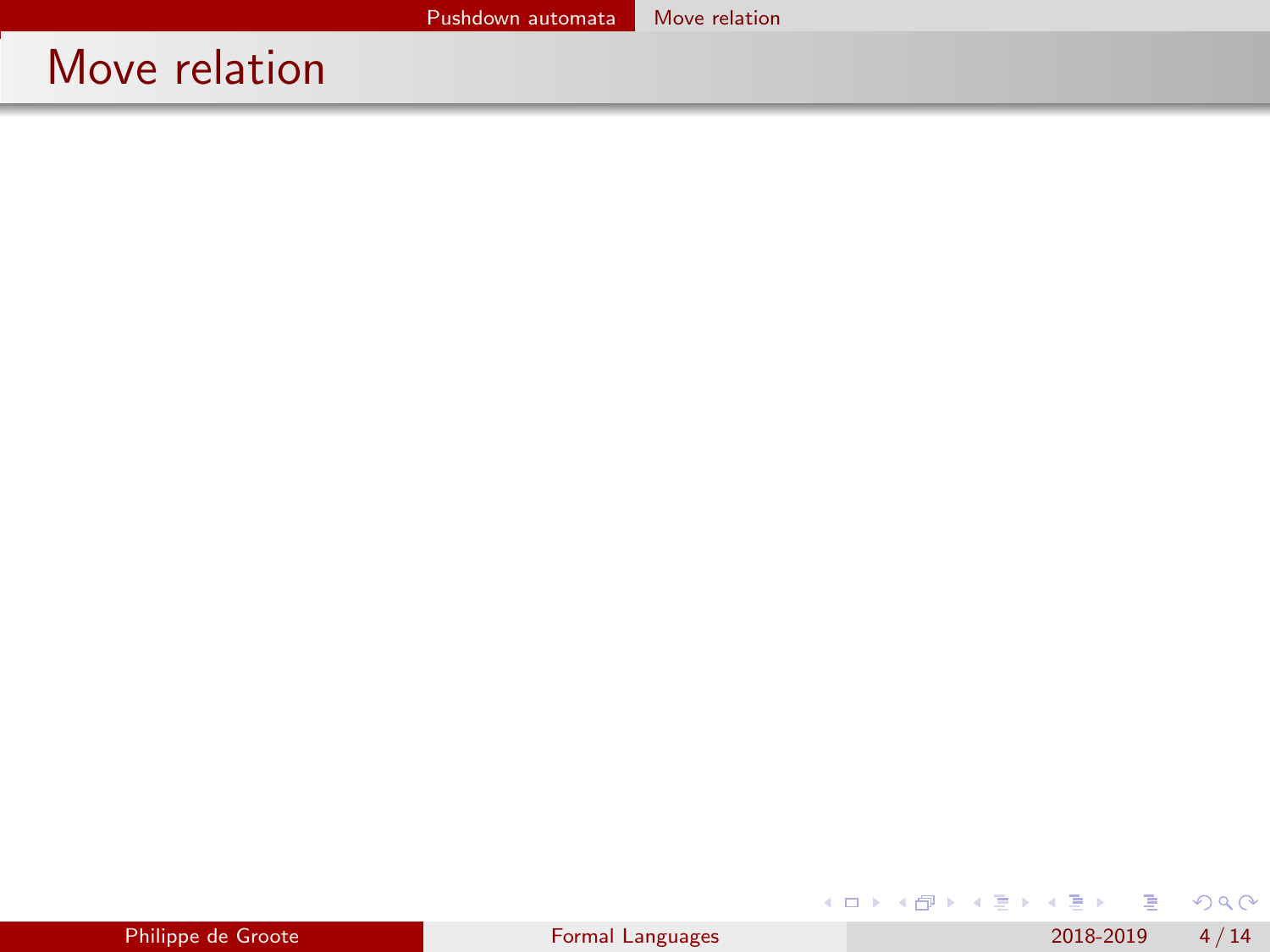# Move relation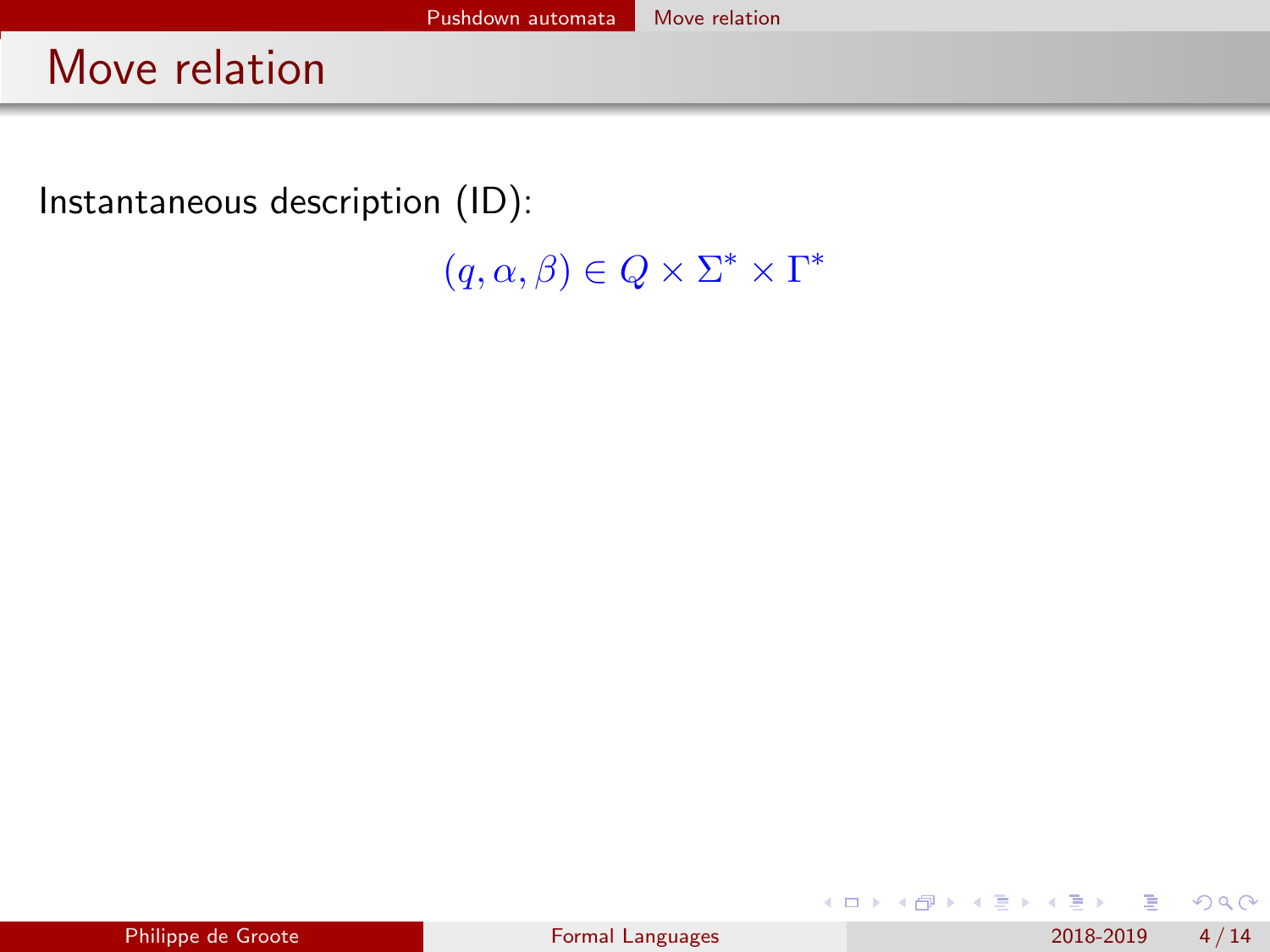# Move relation

Instantaneous description (ID):

$$(q, \alpha, \beta) \in Q \times \Sigma^* \times \Gamma^*$$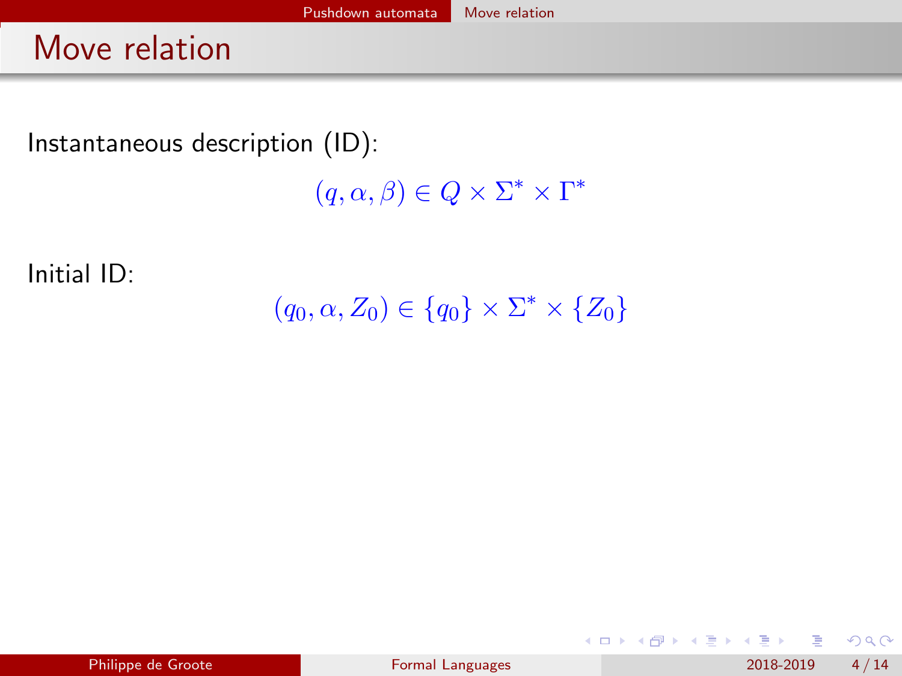# Move relation

Instantaneous description (ID):

$$(q, \alpha, \beta) \in Q \times \Sigma^* \times \Gamma^*$$

Initial ID:

$$(q_0, \alpha, Z_0) \in \{q_0\} \times \Sigma^* \times \{Z_0\}$$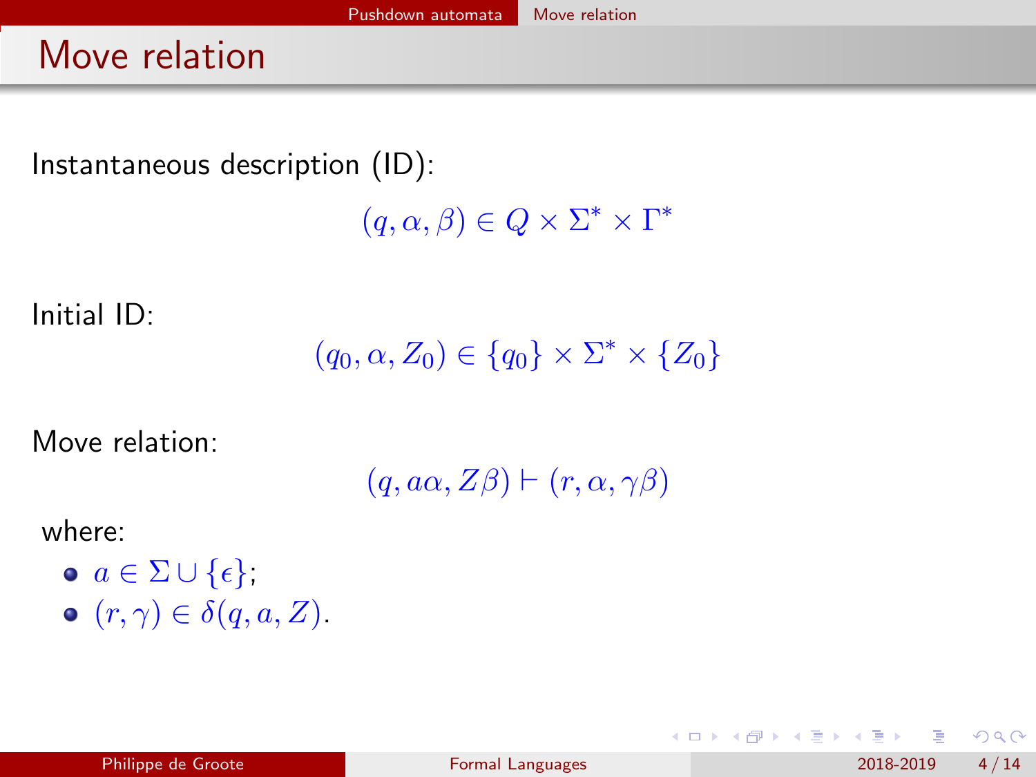# Move relation

Instantaneous description (ID):

$$(q, \alpha, \beta) \in Q \times \Sigma^* \times \Gamma^*$$

Initial ID:

$$(q_0, \alpha, Z_0) \in \{q_0\} \times \Sigma^* \times \{Z_0\}$$

Move relation:

$$(q, a\alpha, Z\beta) \vdash (r, \alpha, \gamma\beta)$$

where:

- $a \in \Sigma \cup \{\epsilon\}$;
- $(r, \gamma) \in \delta(q, a, Z)$.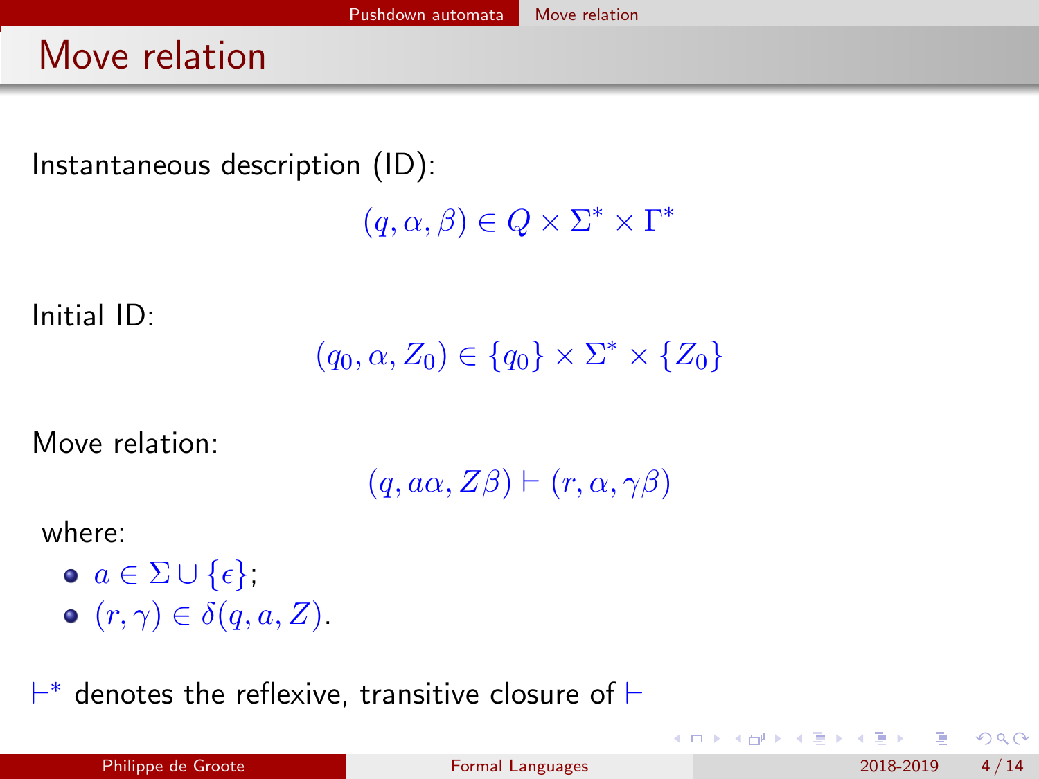# Move relation

Instantaneous description (ID):

$$(q, \alpha, \beta) \in Q \times \Sigma^* \times \Gamma^*$$

Initial ID:

$$(q_0, \alpha, Z_0) \in \{q_0\} \times \Sigma^* \times \{Z_0\}$$

Move relation:

$$(q, a\alpha, Z\beta) \vdash (r, \alpha, \gamma\beta)$$

where:

- $a \in \Sigma \cup \{\epsilon\}$;
- $(r, \gamma) \in \delta(q, a, Z)$.

$\vdash^*$ denotes the reflexive, transitive closure of $\vdash$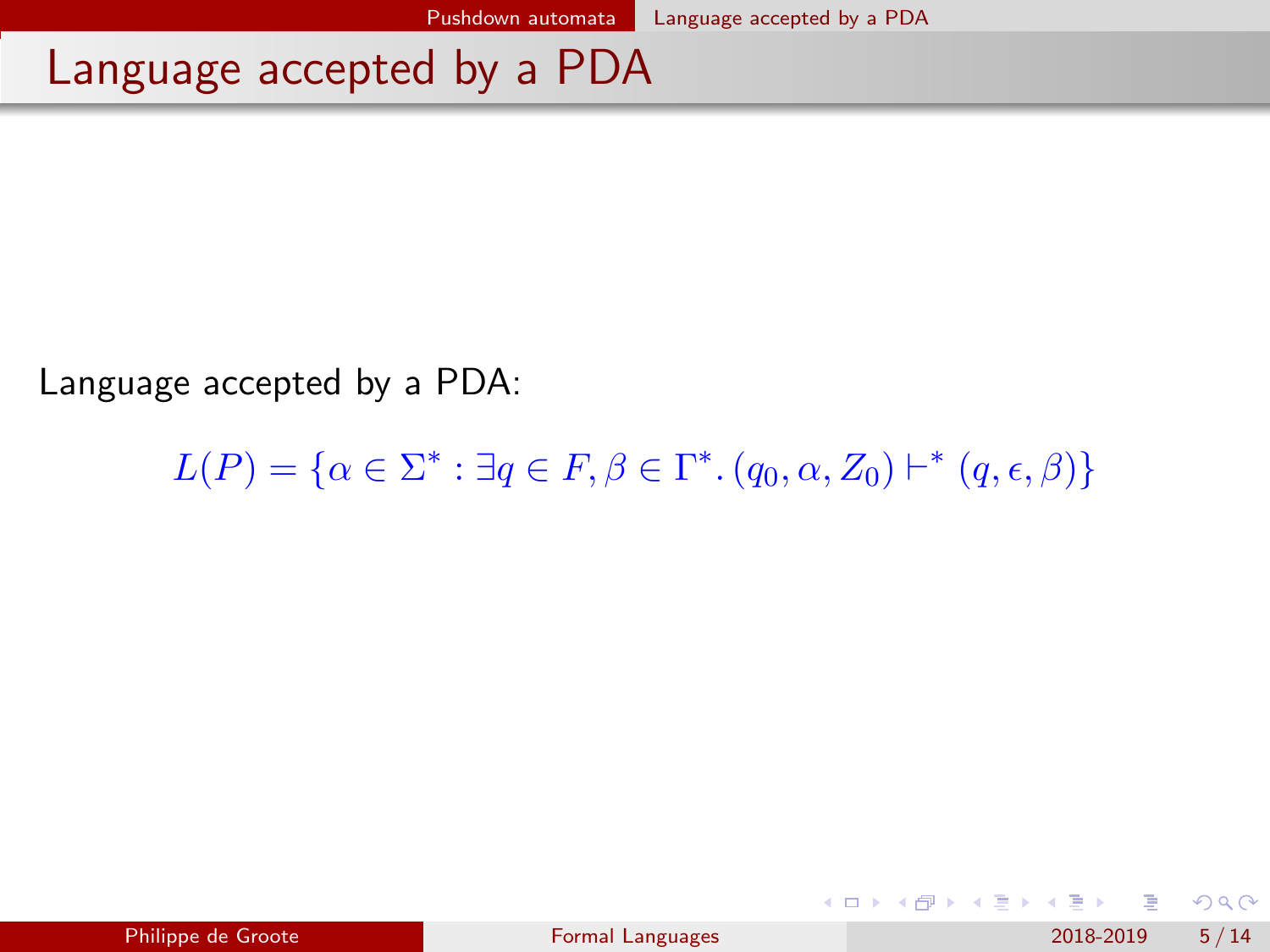# Language accepted by a PDA

Language accepted by a PDA:

$$L(P) = \{\alpha \in \Sigma^* : \exists q \in F, \beta \in \Gamma^*. \, (q_0, \alpha, Z_0) \vdash^* (q, \epsilon, \beta)\}$$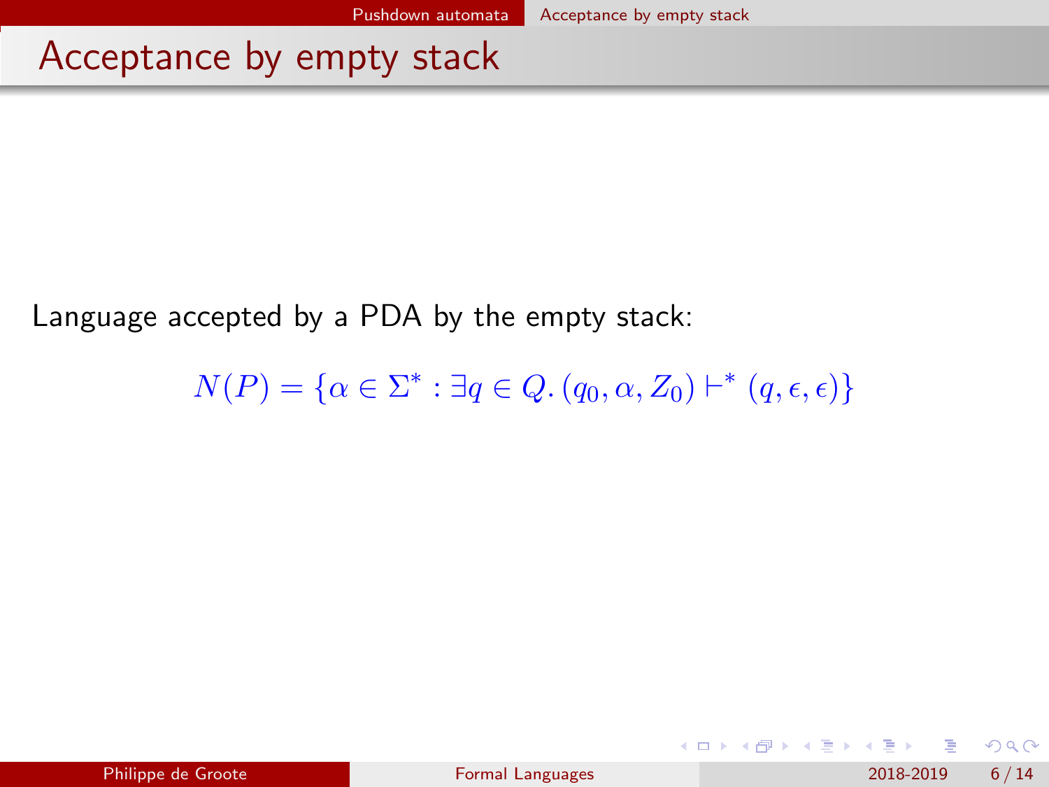# Acceptance by empty stack

Language accepted by a PDA by the empty stack:

$$N(P) = \{\alpha \in \Sigma^* : \exists q \in Q.\, (q_0, \alpha, Z_0) \vdash^* (q, \epsilon, \epsilon)\}$$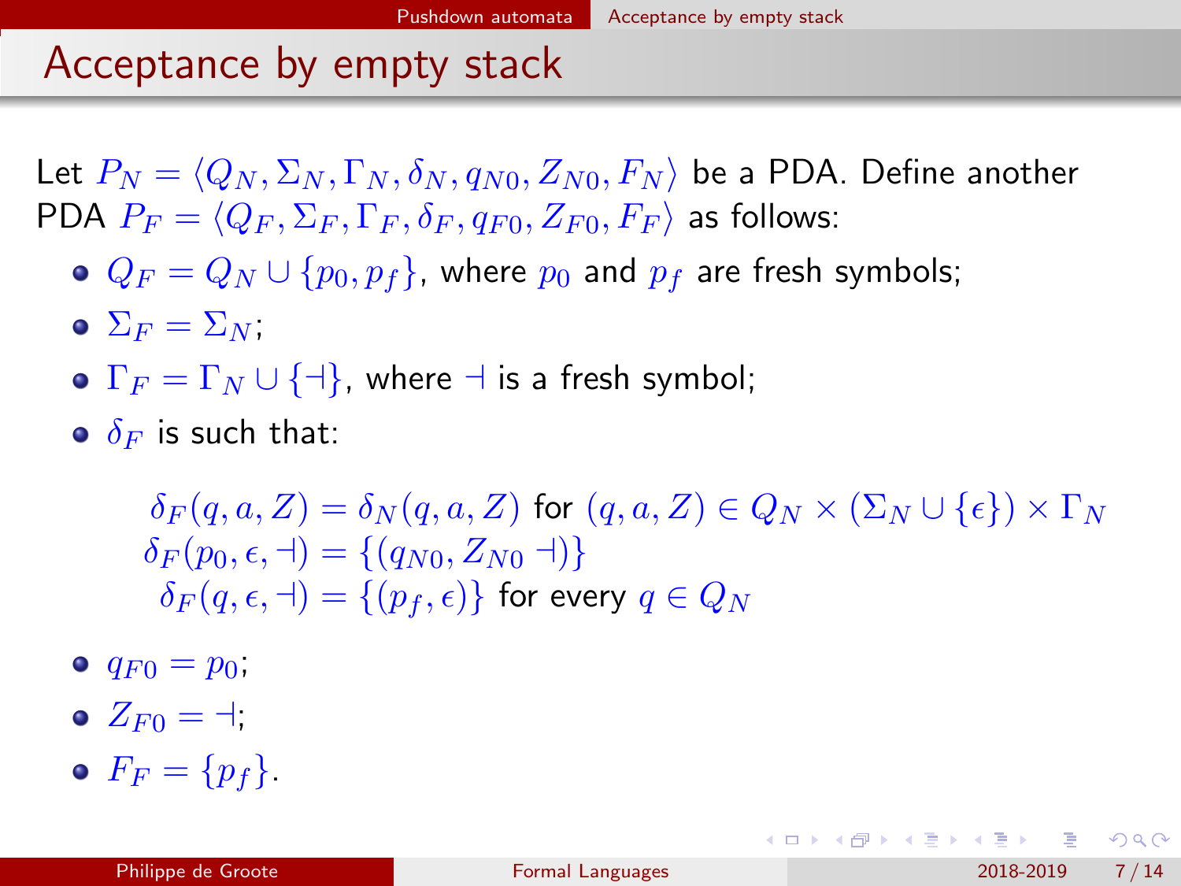# Acceptance by empty stack

Let $P_N = \langle Q_N, \Sigma_N, \Gamma_N, \delta_N, q_{N0}, Z_{N0}, F_N \rangle$ be a PDA. Define another PDA $P_F = \langle Q_F, \Sigma_F, \Gamma_F, \delta_F, q_{F0}, Z_{F0}, F_F \rangle$ as follows:

- $Q_F = Q_N \cup \{p_0, p_f\}$, where $p_0$ and $p_f$ are fresh symbols;
- $\Sigma_F = \Sigma_N$;
- $\Gamma_F = \Gamma_N \cup \{\dashv\}$, where $\dashv$ is a fresh symbol;
- $\delta_F$ is such that:

$$
\begin{aligned}
\delta_F(q, a, Z) &= \delta_N(q, a, Z) \text{ for } (q, a, Z) \in Q_N \times (\Sigma_N \cup \{\epsilon\}) \times \Gamma_N \\
\delta_F(p_0, \epsilon, \dashv) &= \{(q_{N0}, Z_{N0} \dashv)\} \\
\delta_F(q, \epsilon, \dashv) &= \{(p_f, \epsilon)\} \text{ for every } q \in Q_N
\end{aligned}
$$

- $q_{F0} = p_0$;
- $Z_{F0} = \dashv$;
- $F_F = \{p_f\}$.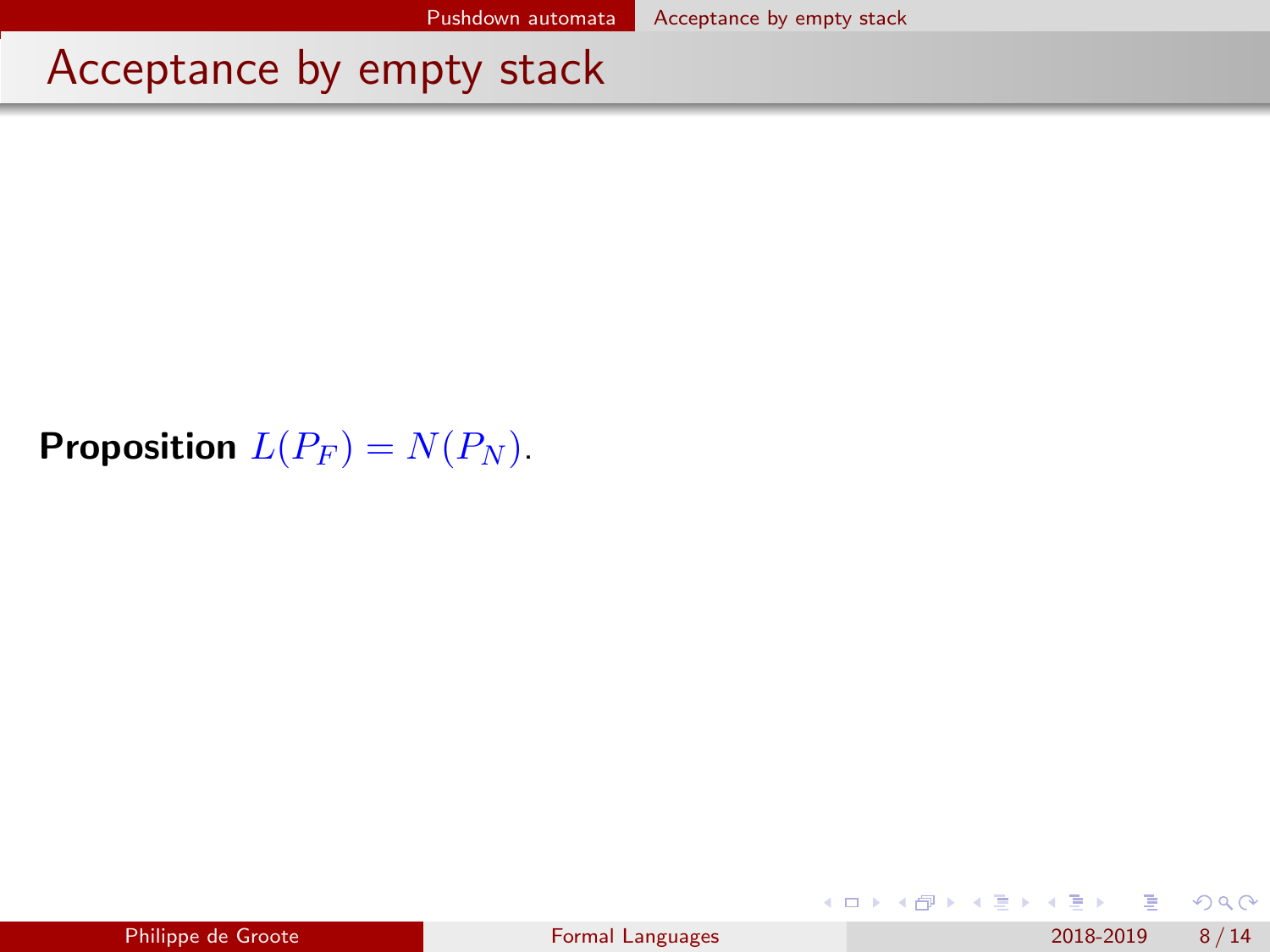# Acceptance by empty stack

**Proposition** $L(P_F) = N(P_N)$.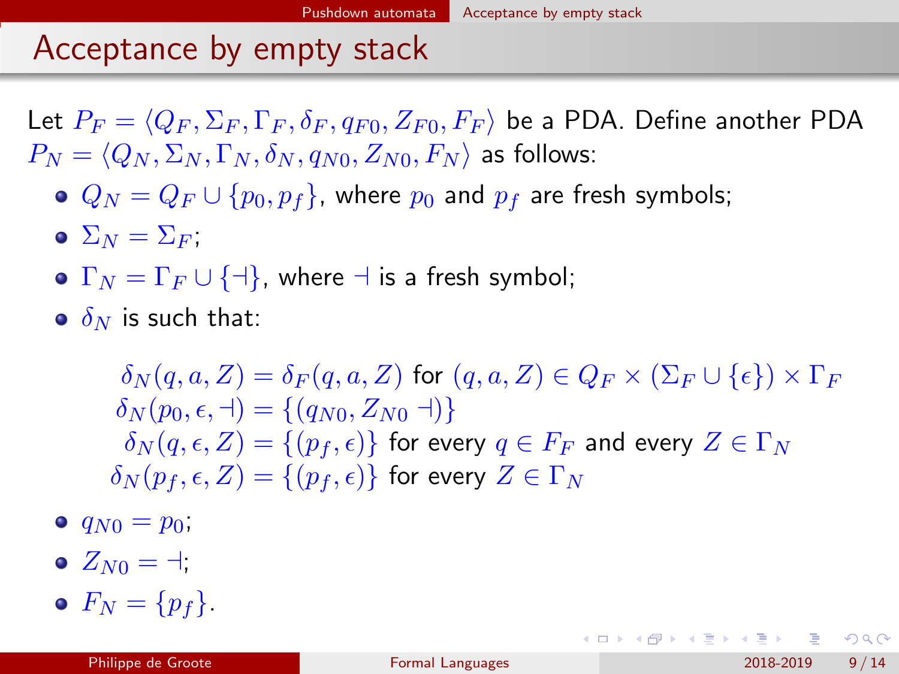# Acceptance by empty stack

Let $P_F = \langle Q_F, \Sigma_F, \Gamma_F, \delta_F, q_{F0}, Z_{F0}, F_F \rangle$ be a PDA. Define another PDA $P_N = \langle Q_N, \Sigma_N, \Gamma_N, \delta_N, q_{N0}, Z_{N0}, F_N \rangle$ as follows:

- $Q_N = Q_F \cup \{p_0, p_f\}$, where $p_0$ and $p_f$ are fresh symbols;
- $\Sigma_N = \Sigma_F$;
- $\Gamma_N = \Gamma_F \cup \{\dashv\}$, where $\dashv$ is a fresh symbol;
- $\delta_N$ is such that:

$$\delta_N(q, a, Z) = \delta_F(q, a, Z) \text{ for } (q, a, Z) \in Q_F \times (\Sigma_F \cup \{\epsilon\}) \times \Gamma_F$$
$$\delta_N(p_0, \epsilon, \dashv) = \{(q_{N0}, Z_{N0} \dashv)\}$$
$$\delta_N(q, \epsilon, Z) = \{(p_f, \epsilon)\} \text{ for every } q \in F_F \text{ and every } Z \in \Gamma_N$$
$$\delta_N(p_f, \epsilon, Z) = \{(p_f, \epsilon)\} \text{ for every } Z \in \Gamma_N$$

- $q_{N0} = p_0$;
- $Z_{N0} = \dashv$;
- $F_N = \{p_f\}$.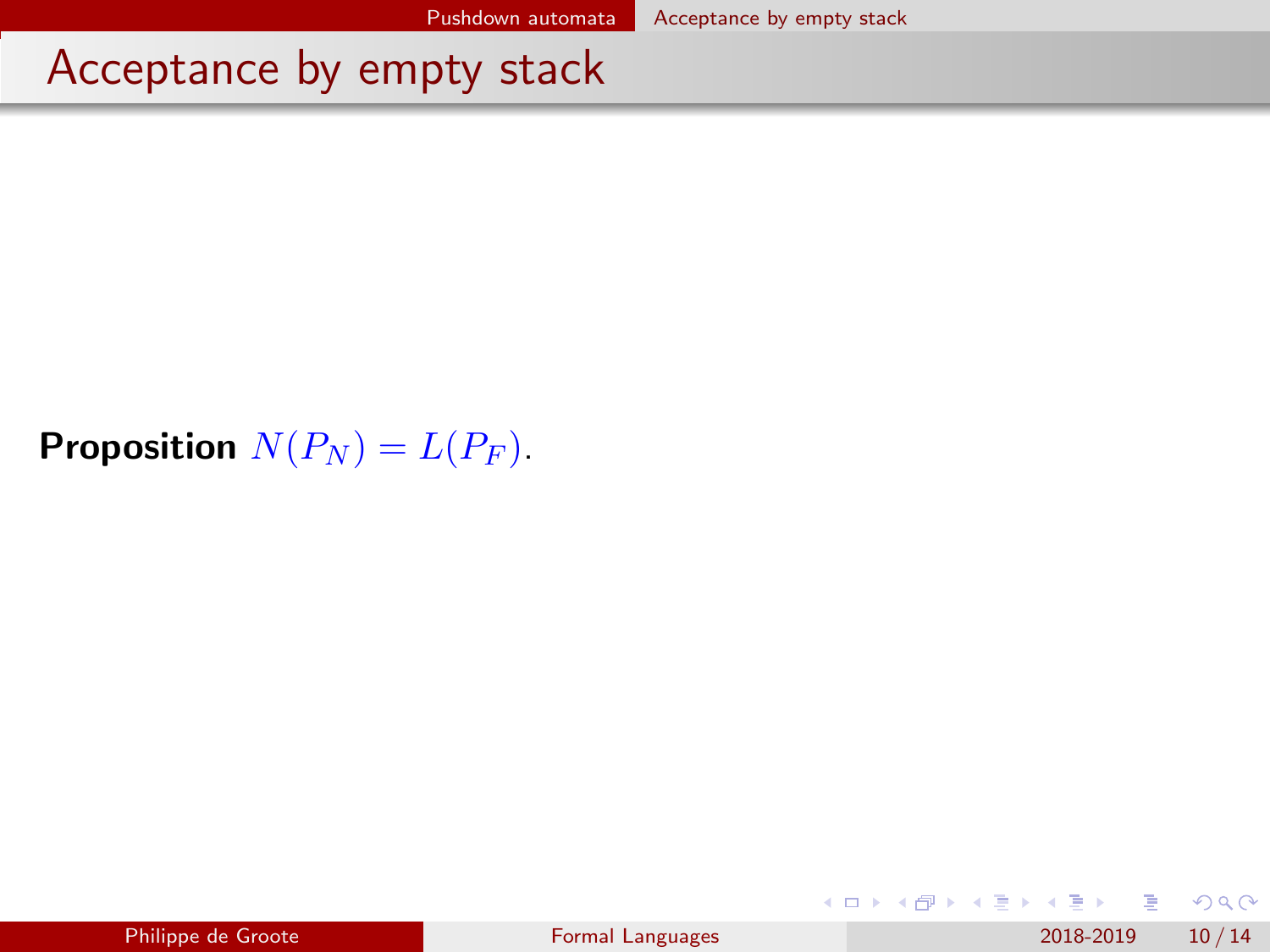# Acceptance by empty stack

**Proposition** $N(P_N) = L(P_F)$.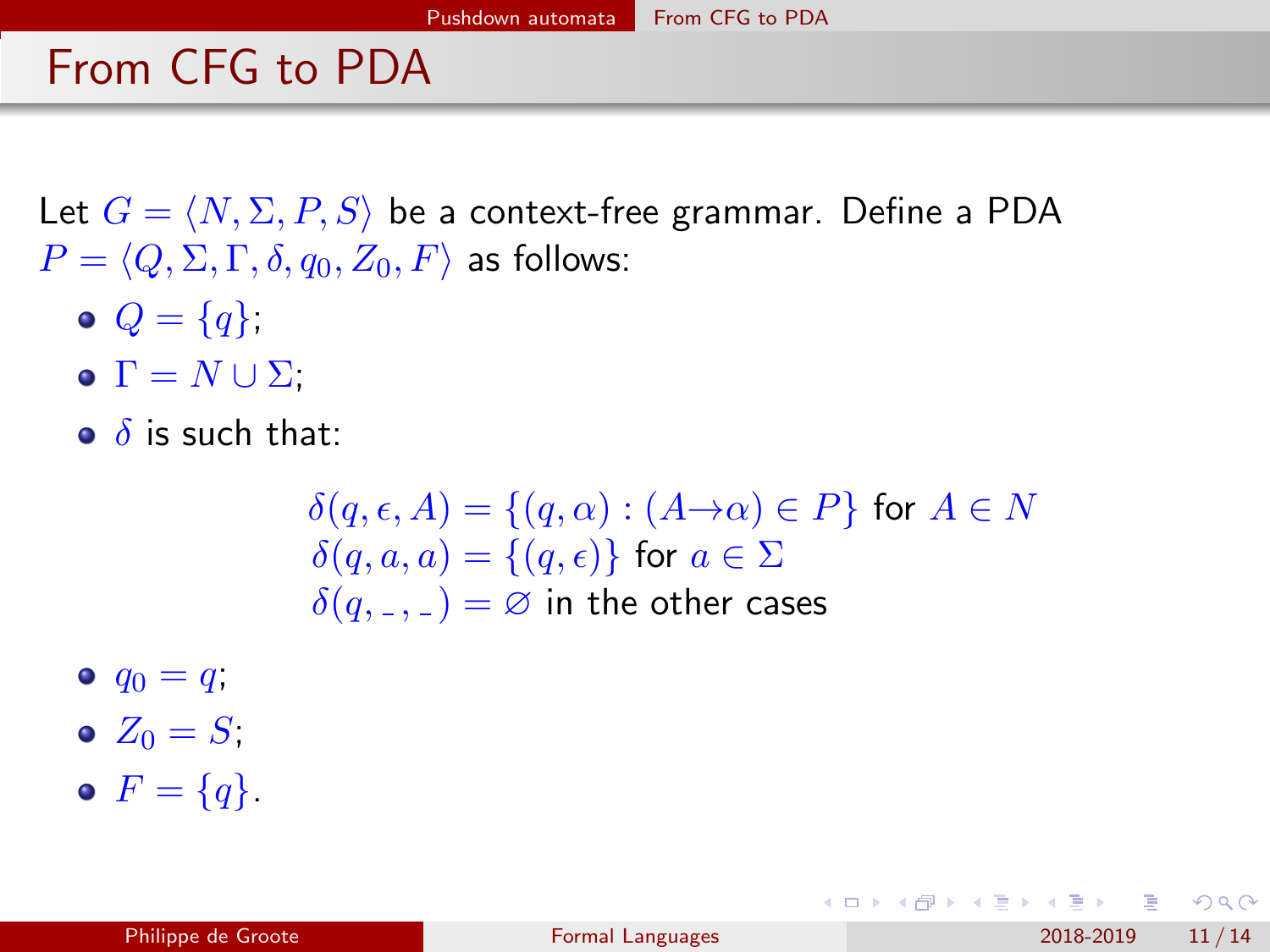# From CFG to PDA

Let $G = \langle N, \Sigma, P, S \rangle$ be a context-free grammar. Define a PDA $P = \langle Q, \Sigma, \Gamma, \delta, q_0, Z_0, F \rangle$ as follows:

- $Q = \{q\}$;
- $\Gamma = N \cup \Sigma$;
- $\delta$ is such that:

$$
\begin{aligned}
\delta(q, \epsilon, A) &= \{(q, \alpha) : (A \to \alpha) \in P\} \text{ for } A \in N \\
\delta(q, a, a) &= \{(q, \epsilon)\} \text{ for } a \in \Sigma \\
\delta(q, \_, \_) &= \varnothing \text{ in the other cases}
\end{aligned}
$$

- $q_0 = q$;
- $Z_0 = S$;
- $F = \{q\}$.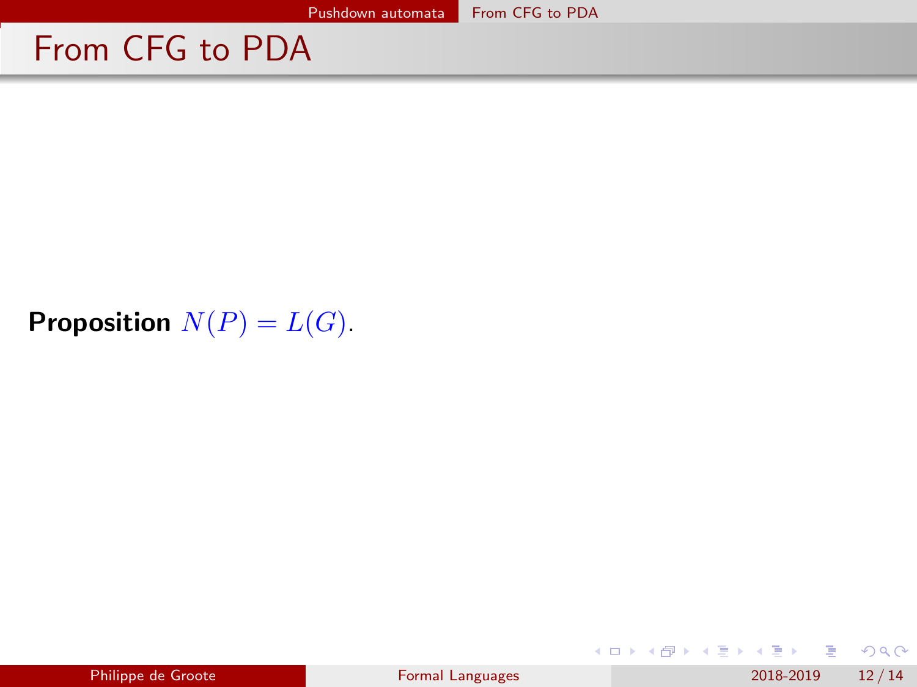# From CFG to PDA

**Proposition** $N(P) = L(G)$.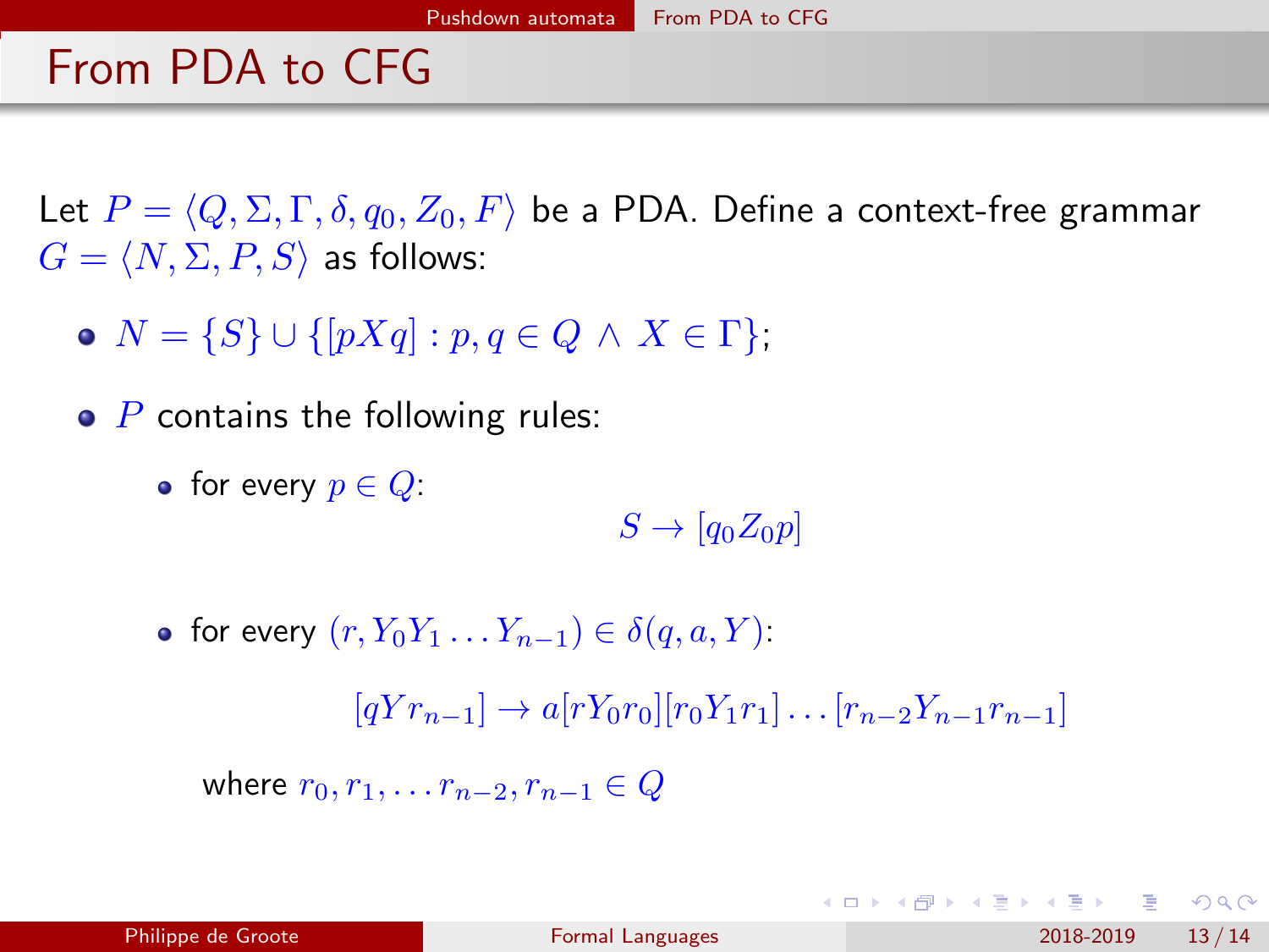# From PDA to CFG

Let $P = \langle Q, \Sigma, \Gamma, \delta, q_0, Z_0, F \rangle$ be a PDA. Define a context-free grammar $G = \langle N, \Sigma, P, S \rangle$ as follows:

- $N = \{S\} \cup \{[pXq] : p, q \in Q \wedge X \in \Gamma\}$;
- $P$ contains the following rules:
  - for every $p \in Q$:

$$S \rightarrow [q_0 Z_0 p]$$

  - for every $(r, Y_0 Y_1 \ldots Y_{n-1}) \in \delta(q, a, Y)$:

$$[qYr_{n-1}] \rightarrow a[rY_0r_0][r_0Y_1r_1]\ldots[r_{n-2}Y_{n-1}r_{n-1}]$$

    where $r_0, r_1, \ldots r_{n-2}, r_{n-1} \in Q$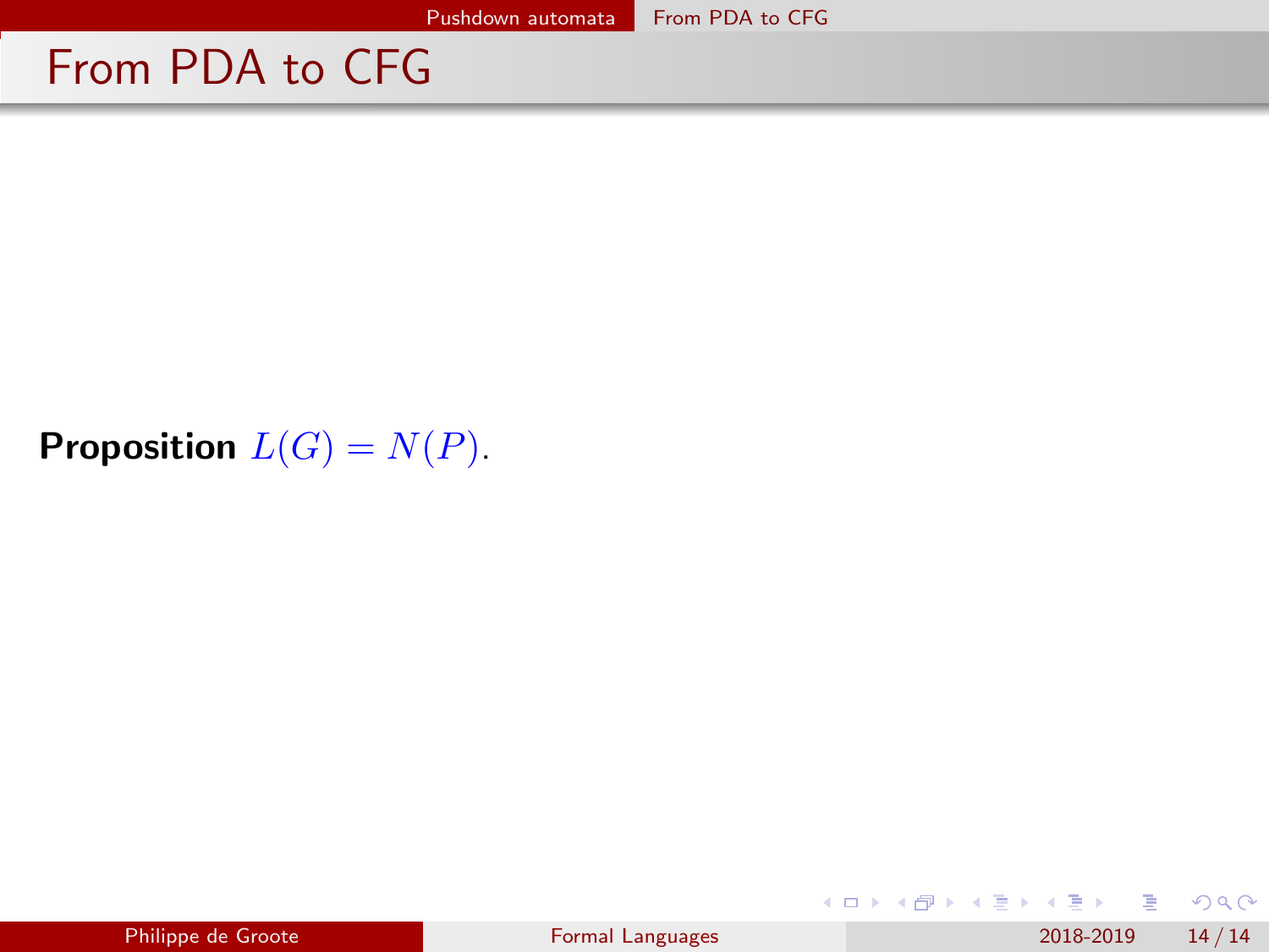# From PDA to CFG

**Proposition** $L(G) = N(P)$.